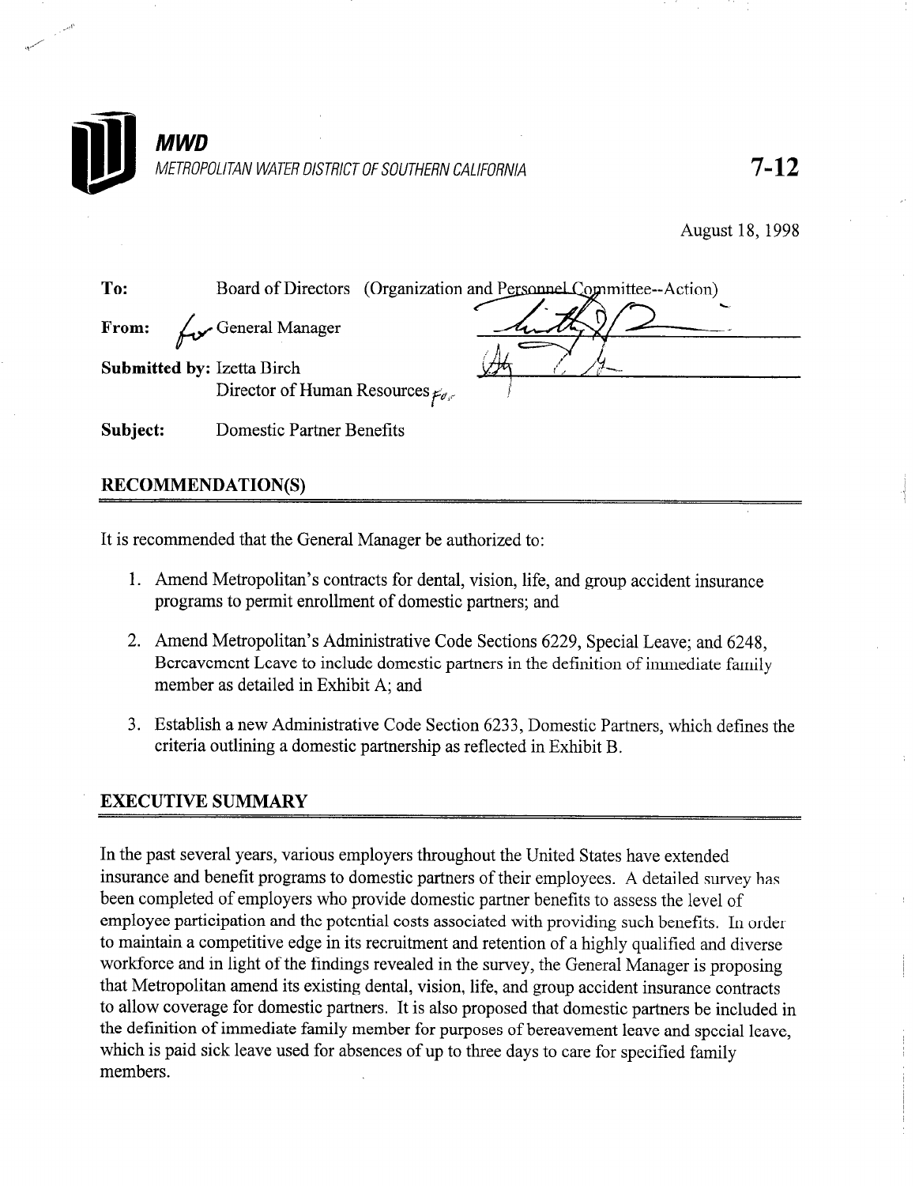**MWD**

*METROPOLITAN WATER DISTRICT OF SOUTHERN CALIFORNIA*

**7-12**

August 18, 1998

**To:** Board of Directors (Organization and Personnel Committee--Action)

**From:** for General Manager

**Submitted by:** Izetta Birch
Director of Human Resources for

**Subject:** Domestic Partner Benefits

## RECOMMENDATION(S)

It is recommended that the General Manager be authorized to:

1. Amend Metropolitan's contracts for dental, vision, life, and group accident insurance programs to permit enrollment of domestic partners; and

2. Amend Metropolitan's Administrative Code Sections 6229, Special Leave; and 6248, Bereavement Leave to include domestic partners in the definition of immediate family member as detailed in Exhibit A; and

3. Establish a new Administrative Code Section 6233, Domestic Partners, which defines the criteria outlining a domestic partnership as reflected in Exhibit B.

## EXECUTIVE SUMMARY

In the past several years, various employers throughout the United States have extended insurance and benefit programs to domestic partners of their employees. A detailed survey has been completed of employers who provide domestic partner benefits to assess the level of employee participation and the potential costs associated with providing such benefits. In order to maintain a competitive edge in its recruitment and retention of a highly qualified and diverse workforce and in light of the findings revealed in the survey, the General Manager is proposing that Metropolitan amend its existing dental, vision, life, and group accident insurance contracts to allow coverage for domestic partners. It is also proposed that domestic partners be included in the definition of immediate family member for purposes of bereavement leave and special leave, which is paid sick leave used for absences of up to three days to care for specified family members.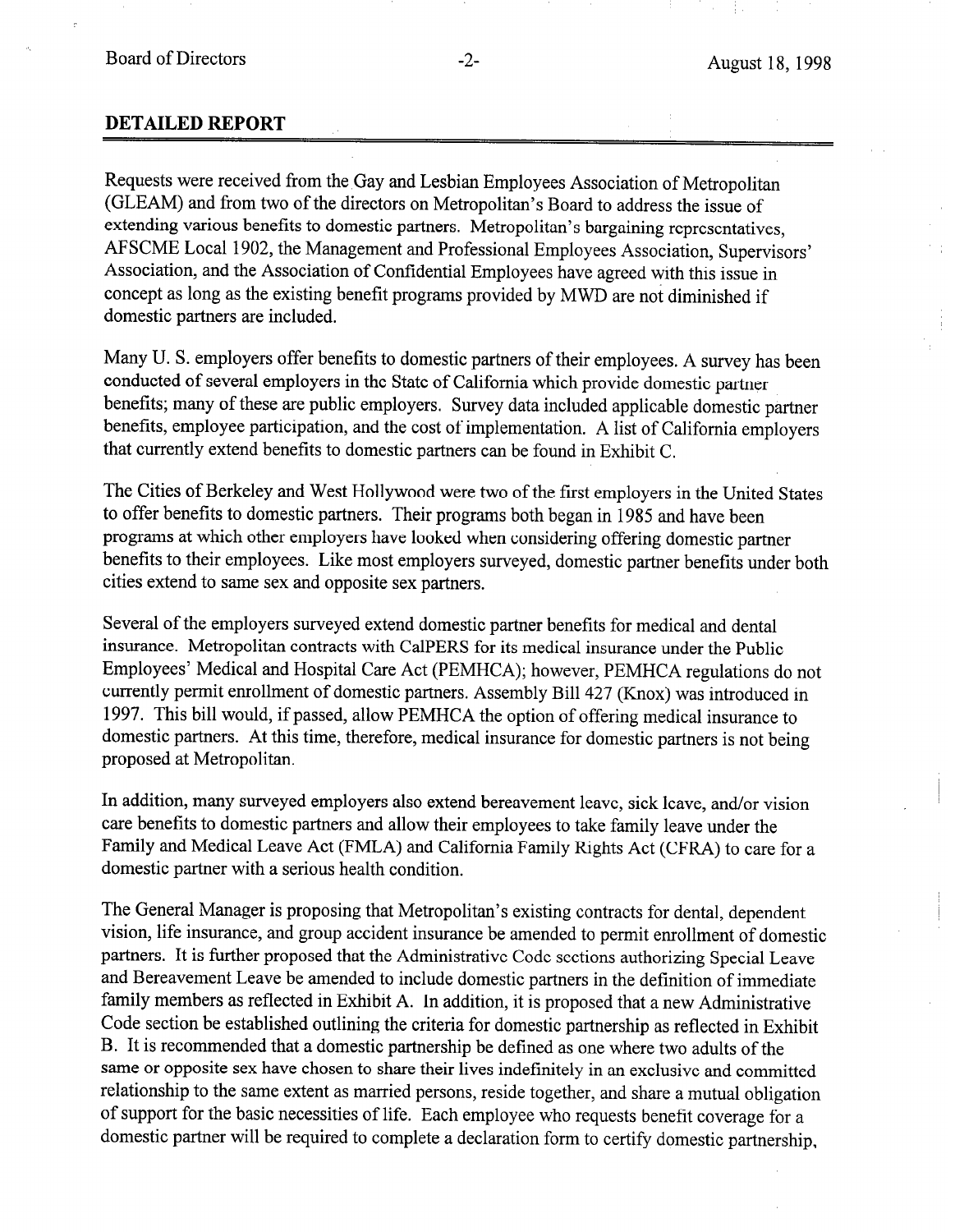## DETAILED REPORT

Requests were received from the Gay and Lesbian Employees Association of Metropolitan (GLEAM) and from two of the directors on Metropolitan's Board to address the issue of extending various benefits to domestic partners. Metropolitan's bargaining representatives, AFSCME Local 1902, the Management and Professional Employees Association, Supervisors' Association, and the Association of Confidential Employees have agreed with this issue in concept as long as the existing benefit programs provided by MWD are not diminished if domestic partners are included.

Many U. S. employers offer benefits to domestic partners of their employees. A survey has been conducted of several employers in the State of California which provide domestic partner benefits; many of these are public employers. Survey data included applicable domestic partner benefits, employee participation, and the cost of implementation. A list of California employers that currently extend benefits to domestic partners can be found in Exhibit C.

The Cities of Berkeley and West Hollywood were two of the first employers in the United States to offer benefits to domestic partners. Their programs both began in 1985 and have been programs at which other employers have looked when considering offering domestic partner benefits to their employees. Like most employers surveyed, domestic partner benefits under both cities extend to same sex and opposite sex partners.

Several of the employers surveyed extend domestic partner benefits for medical and dental insurance. Metropolitan contracts with CalPERS for its medical insurance under the Public Employees' Medical and Hospital Care Act (PEMHCA); however, PEMHCA regulations do not currently permit enrollment of domestic partners. Assembly Bill 427 (Knox) was introduced in 1997. This bill would, if passed, allow PEMHCA the option of offering medical insurance to domestic partners. At this time, therefore, medical insurance for domestic partners is not being proposed at Metropolitan.

In addition, many surveyed employers also extend bereavement leave, sick leave, and/or vision care benefits to domestic partners and allow their employees to take family leave under the Family and Medical Leave Act (FMLA) and California Family Rights Act (CFRA) to care for a domestic partner with a serious health condition.

The General Manager is proposing that Metropolitan's existing contracts for dental, dependent vision, life insurance, and group accident insurance be amended to permit enrollment of domestic partners. It is further proposed that the Administrative Code sections authorizing Special Leave and Bereavement Leave be amended to include domestic partners in the definition of immediate family members as reflected in Exhibit A. In addition, it is proposed that a new Administrative Code section be established outlining the criteria for domestic partnership as reflected in Exhibit B. It is recommended that a domestic partnership be defined as one where two adults of the same or opposite sex have chosen to share their lives indefinitely in an exclusive and committed relationship to the same extent as married persons, reside together, and share a mutual obligation of support for the basic necessities of life. Each employee who requests benefit coverage for a domestic partner will be required to complete a declaration form to certify domestic partnership,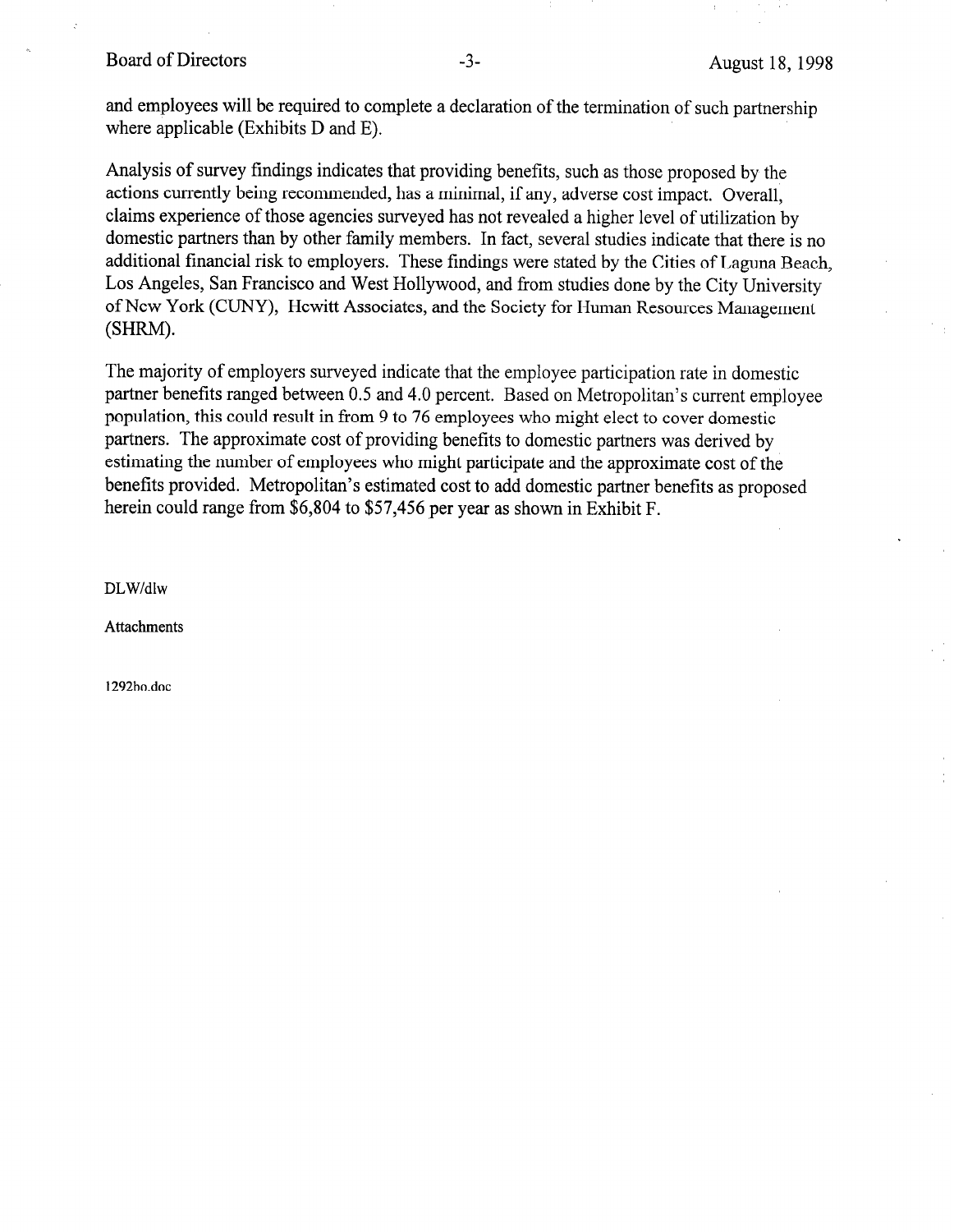and employees will be required to complete a declaration of the termination of such partnership where applicable (Exhibits D and E).

Analysis of survey findings indicates that providing benefits, such as those proposed by the actions currently being recommended, has a minimal, if any, adverse cost impact. Overall, claims experience of those agencies surveyed has not revealed a higher level of utilization by domestic partners than by other family members. In fact, several studies indicate that there is no additional financial risk to employers. These findings were stated by the Cities of Laguna Beach, Los Angeles, San Francisco and West Hollywood, and from studies done by the City University of New York (CUNY), Hewitt Associates, and the Society for Human Resources Management (SHRM).

The majority of employers surveyed indicate that the employee participation rate in domestic partner benefits ranged between 0.5 and 4.0 percent. Based on Metropolitan's current employee population, this could result in from 9 to 76 employees who might elect to cover domestic partners. The approximate cost of providing benefits to domestic partners was derived by estimating the number of employees who might participate and the approximate cost of the benefits provided. Metropolitan's estimated cost to add domestic partner benefits as proposed herein could range from $6,804 to $57,456 per year as shown in Exhibit F.

DLW/dlw

Attachments

1292bo.doc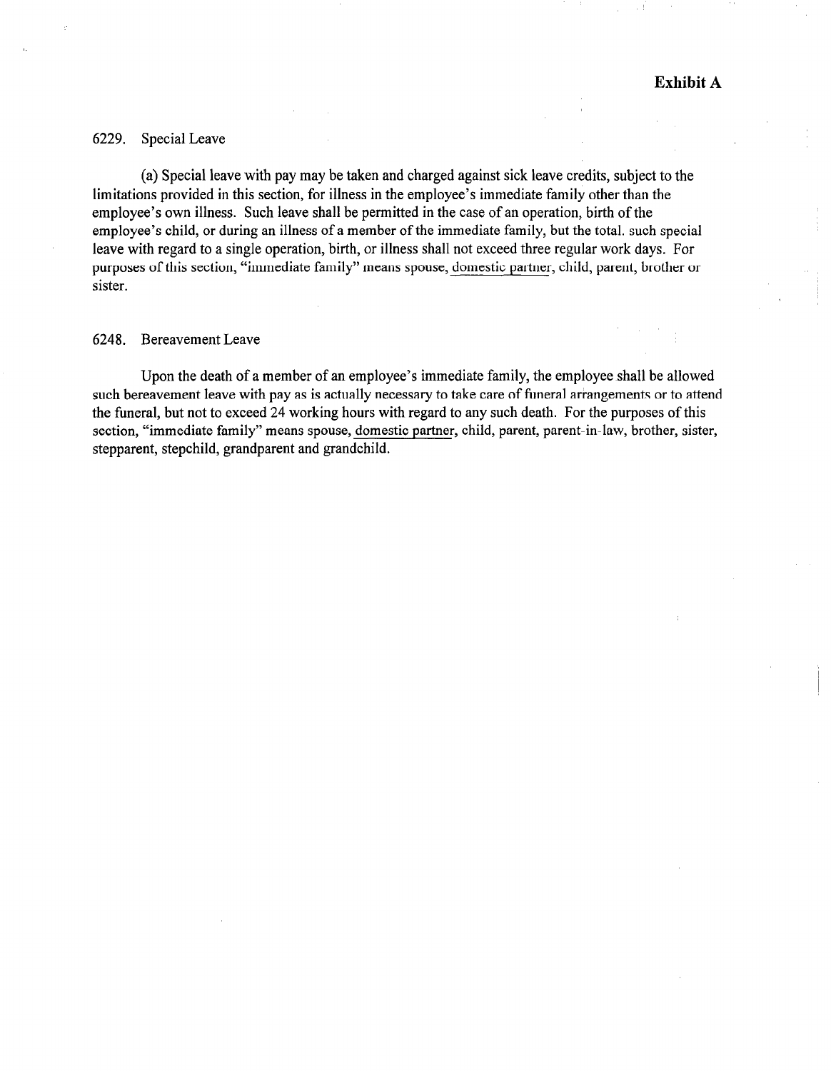**Exhibit A**

6229. Special Leave

(a) Special leave with pay may be taken and charged against sick leave credits, subject to the limitations provided in this section, for illness in the employee's immediate family other than the employee's own illness. Such leave shall be permitted in the case of an operation, birth of the employee's child, or during an illness of a member of the immediate family, but the total. such special leave with regard to a single operation, birth, or illness shall not exceed three regular work days. For purposes of this section, "immediate family" means spouse, <u>domestic partner</u>, child, parent, brother or sister.

6248. Bereavement Leave

Upon the death of a member of an employee's immediate family, the employee shall be allowed such bereavement leave with pay as is actually necessary to take care of funeral arrangements or to attend the funeral, but not to exceed 24 working hours with regard to any such death. For the purposes of this section, "immediate family" means spouse, <u>domestic partner</u>, child, parent, parent-in-law, brother, sister, stepparent, stepchild, grandparent and grandchild.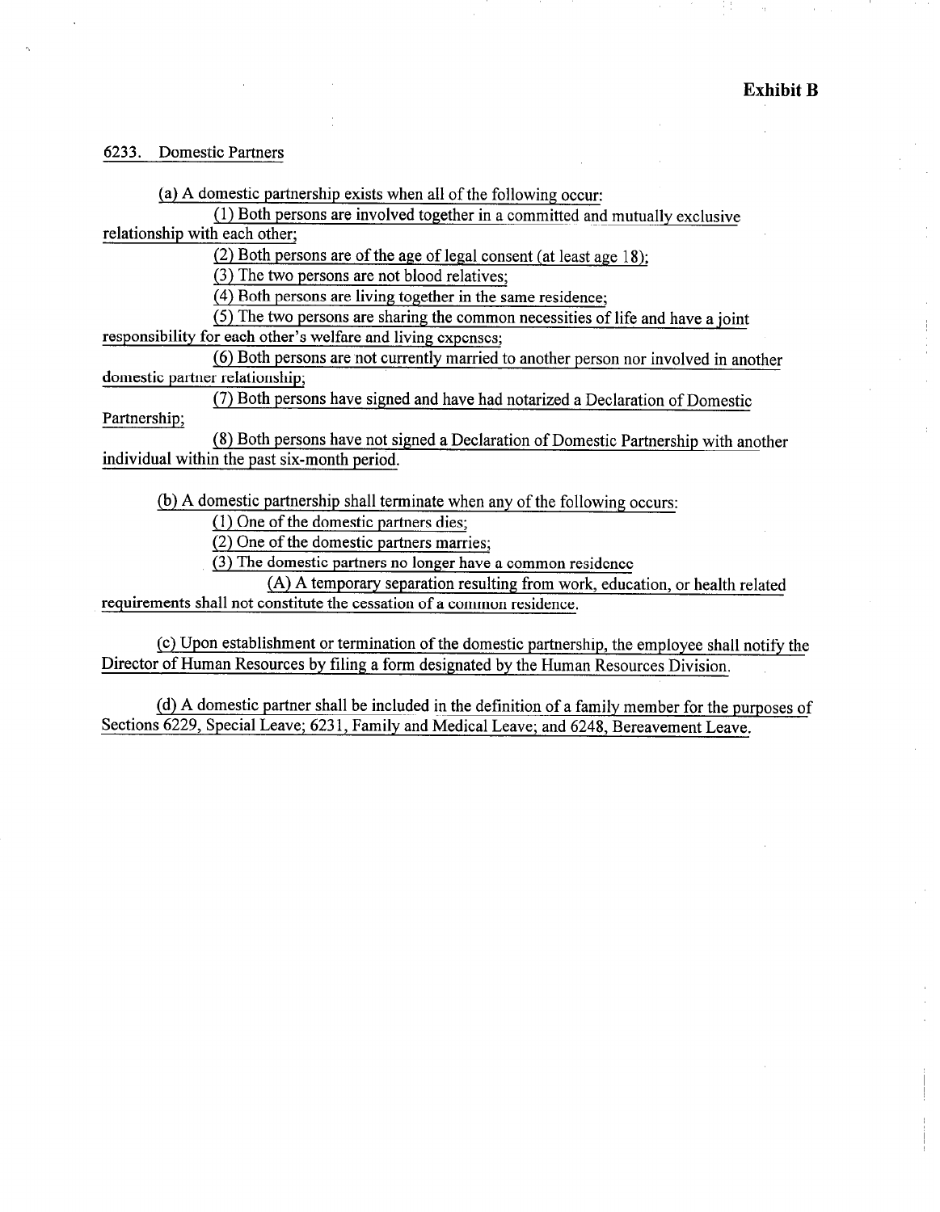**Exhibit B**

6233. Domestic Partners

(a) A domestic partnership exists when all of the following occur:

(1) Both persons are involved together in a committed and mutually exclusive relationship with each other;

(2) Both persons are of the age of legal consent (at least age 18);

(3) The two persons are not blood relatives;

(4) Both persons are living together in the same residence;

(5) The two persons are sharing the common necessities of life and have a joint responsibility for each other's welfare and living expenses;

(6) Both persons are not currently married to another person nor involved in another domestic partner relationship;

(7) Both persons have signed and have had notarized a Declaration of Domestic Partnership;

(8) Both persons have not signed a Declaration of Domestic Partnership with another individual within the past six-month period.

(b) A domestic partnership shall terminate when any of the following occurs:

(1) One of the domestic partners dies;

(2) One of the domestic partners marries;

(3) The domestic partners no longer have a common residence

(A) A temporary separation resulting from work, education, or health related requirements shall not constitute the cessation of a common residence.

(c) Upon establishment or termination of the domestic partnership, the employee shall notify the Director of Human Resources by filing a form designated by the Human Resources Division.

(d) A domestic partner shall be included in the definition of a family member for the purposes of Sections 6229, Special Leave; 6231, Family and Medical Leave; and 6248, Bereavement Leave.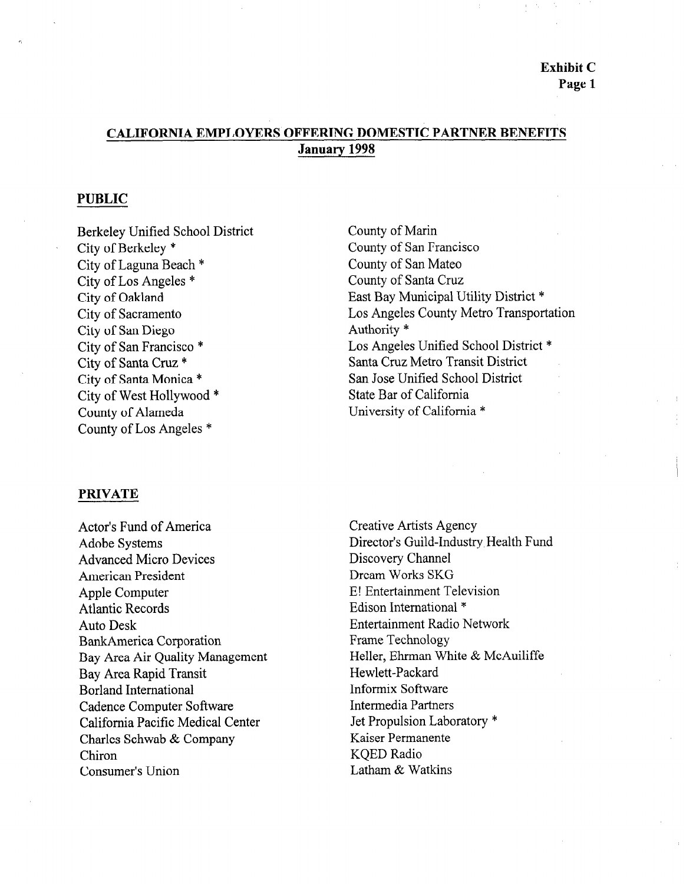**Exhibit C**
**Page 1**

## CALIFORNIA EMPLOYERS OFFERING DOMESTIC PARTNER BENEFITS
## January 1998

### PUBLIC

Berkeley Unified School District
City of Berkeley *
City of Laguna Beach *
City of Los Angeles *
City of Oakland
City of Sacramento
City of San Diego
City of San Francisco *
City of Santa Cruz *
City of Santa Monica *
City of West Hollywood *
County of Alameda
County of Los Angeles *
County of Marin
County of San Francisco
County of San Mateo
County of Santa Cruz
East Bay Municipal Utility District *
Los Angeles County Metro Transportation Authority *
Los Angeles Unified School District *
Santa Cruz Metro Transit District
San Jose Unified School District
State Bar of California
University of California *

### PRIVATE

Actor's Fund of America
Adobe Systems
Advanced Micro Devices
American President
Apple Computer
Atlantic Records
Auto Desk
BankAmerica Corporation
Bay Area Air Quality Management
Bay Area Rapid Transit
Borland International
Cadence Computer Software
California Pacific Medical Center
Charles Schwab & Company
Chiron
Consumer's Union
Creative Artists Agency
Director's Guild-Industry Health Fund
Discovery Channel
Dream Works SKG
E! Entertainment Television
Edison International *
Entertainment Radio Network
Frame Technology
Heller, Ehrman White & McAuiliffe
Hewlett-Packard
Informix Software
Intermedia Partners
Jet Propulsion Laboratory *
Kaiser Permanente
KQED Radio
Latham & Watkins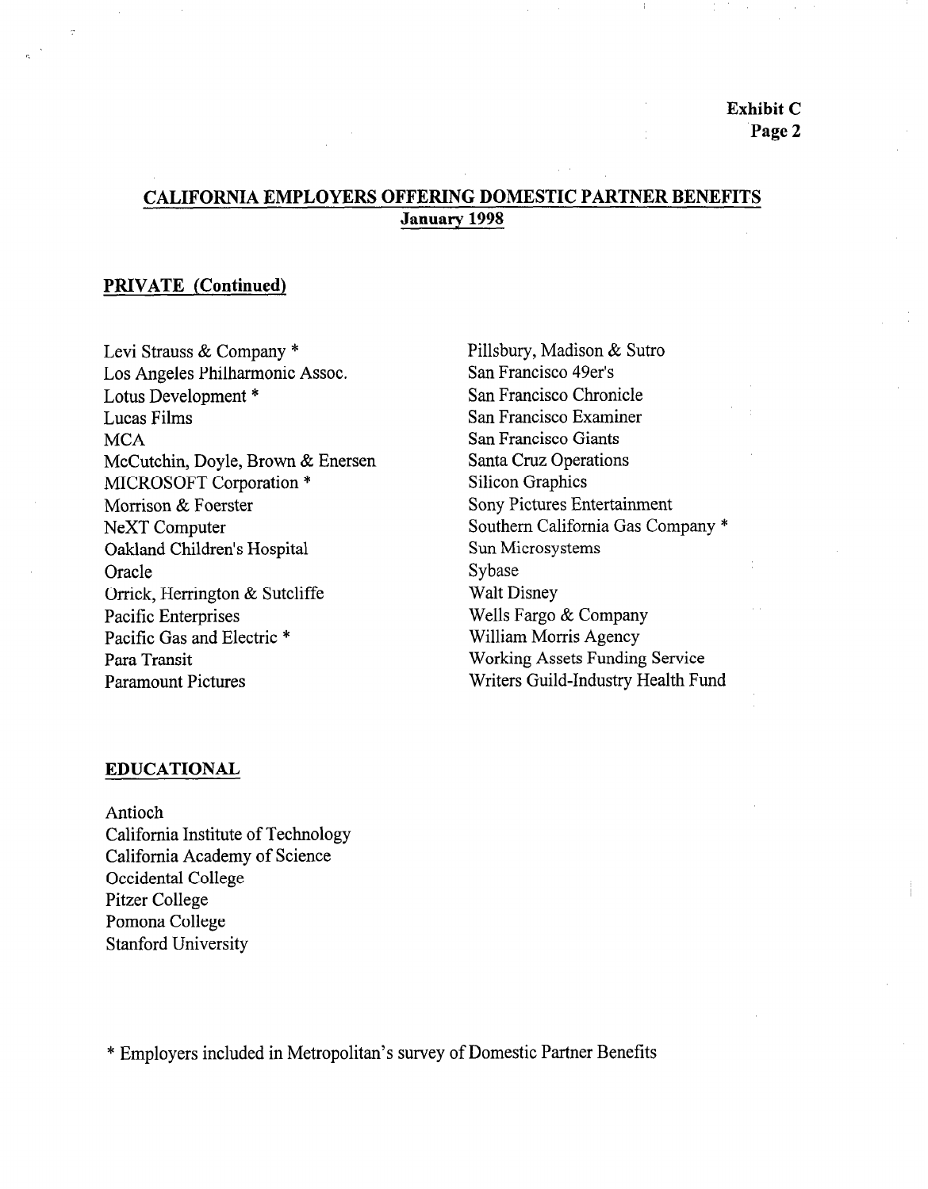**Exhibit C**
**Page 2**

## CALIFORNIA EMPLOYERS OFFERING DOMESTIC PARTNER BENEFITS
**January 1998**

### PRIVATE (Continued)

Levi Strauss & Company *
Los Angeles Philharmonic Assoc.
Lotus Development *
Lucas Films
MCA
McCutchin, Doyle, Brown & Enersen
MICROSOFT Corporation *
Morrison & Foerster
NeXT Computer
Oakland Children's Hospital
Oracle
Orrick, Herrington & Sutcliffe
Pacific Enterprises
Pacific Gas and Electric *
Para Transit
Paramount Pictures
Pillsbury, Madison & Sutro
San Francisco 49er's
San Francisco Chronicle
San Francisco Examiner
San Francisco Giants
Santa Cruz Operations
Silicon Graphics
Sony Pictures Entertainment
Southern California Gas Company *
Sun Microsystems
Sybase
Walt Disney
Wells Fargo & Company
William Morris Agency
Working Assets Funding Service
Writers Guild-Industry Health Fund

### EDUCATIONAL

Antioch
California Institute of Technology
California Academy of Science
Occidental College
Pitzer College
Pomona College
Stanford University

* Employers included in Metropolitan's survey of Domestic Partner Benefits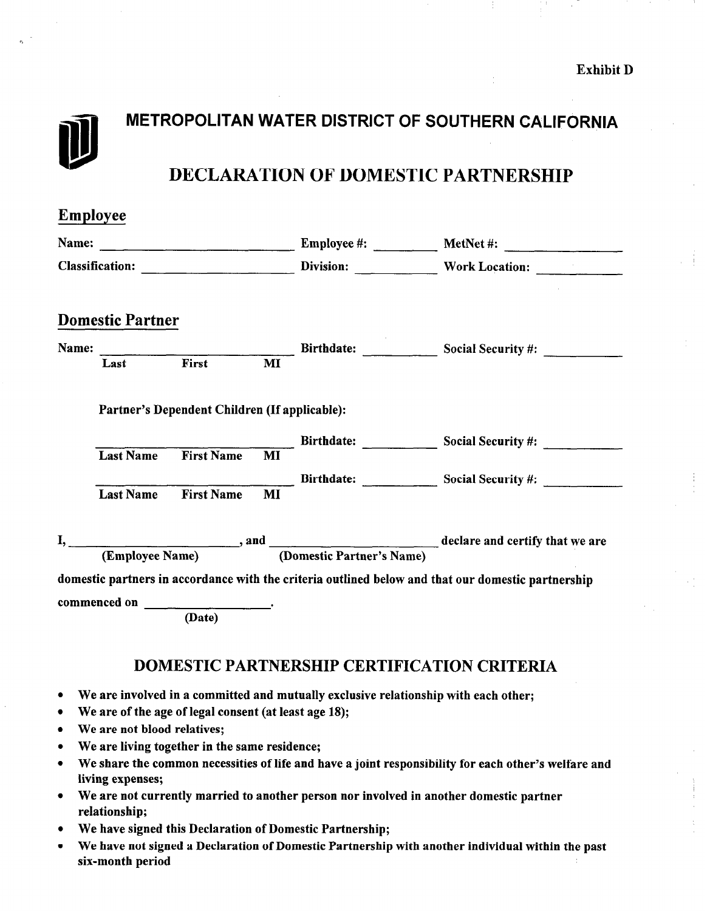Exhibit D

# METROPOLITAN WATER DISTRICT OF SOUTHERN CALIFORNIA

## DECLARATION OF DOMESTIC PARTNERSHIP

### Employee

**Name:** ____________________ **Employee #:** __________ **MetNet #:** __________

**Classification:** ____________________ **Division:** __________ **Work Location:** __________

### Domestic Partner

**Name:** ____________________ **Birthdate:** __________ **Social Security #:** __________
**Last First MI**

**Partner's Dependent Children (If applicable):**

____________________ **Birthdate:** __________ **Social Security #:** __________
**Last Name First Name MI**

____________________ **Birthdate:** __________ **Social Security #:** __________
**Last Name First Name MI**

**I,** ____________________**, and** ____________________ **declare and certify that we are**
**(Employee Name) (Domestic Partner's Name)**

**domestic partners in accordance with the criteria outlined below and that our domestic partnership commenced on** ______________**.**
**(Date)**

## DOMESTIC PARTNERSHIP CERTIFICATION CRITERIA

- **We are involved in a committed and mutually exclusive relationship with each other;**
- **We are of the age of legal consent (at least age 18);**
- **We are not blood relatives;**
- **We are living together in the same residence;**
- **We share the common necessities of life and have a joint responsibility for each other's welfare and living expenses;**
- **We are not currently married to another person nor involved in another domestic partner relationship;**
- **We have signed this Declaration of Domestic Partnership;**
- **We have not signed a Declaration of Domestic Partnership with another individual within the past six-month period**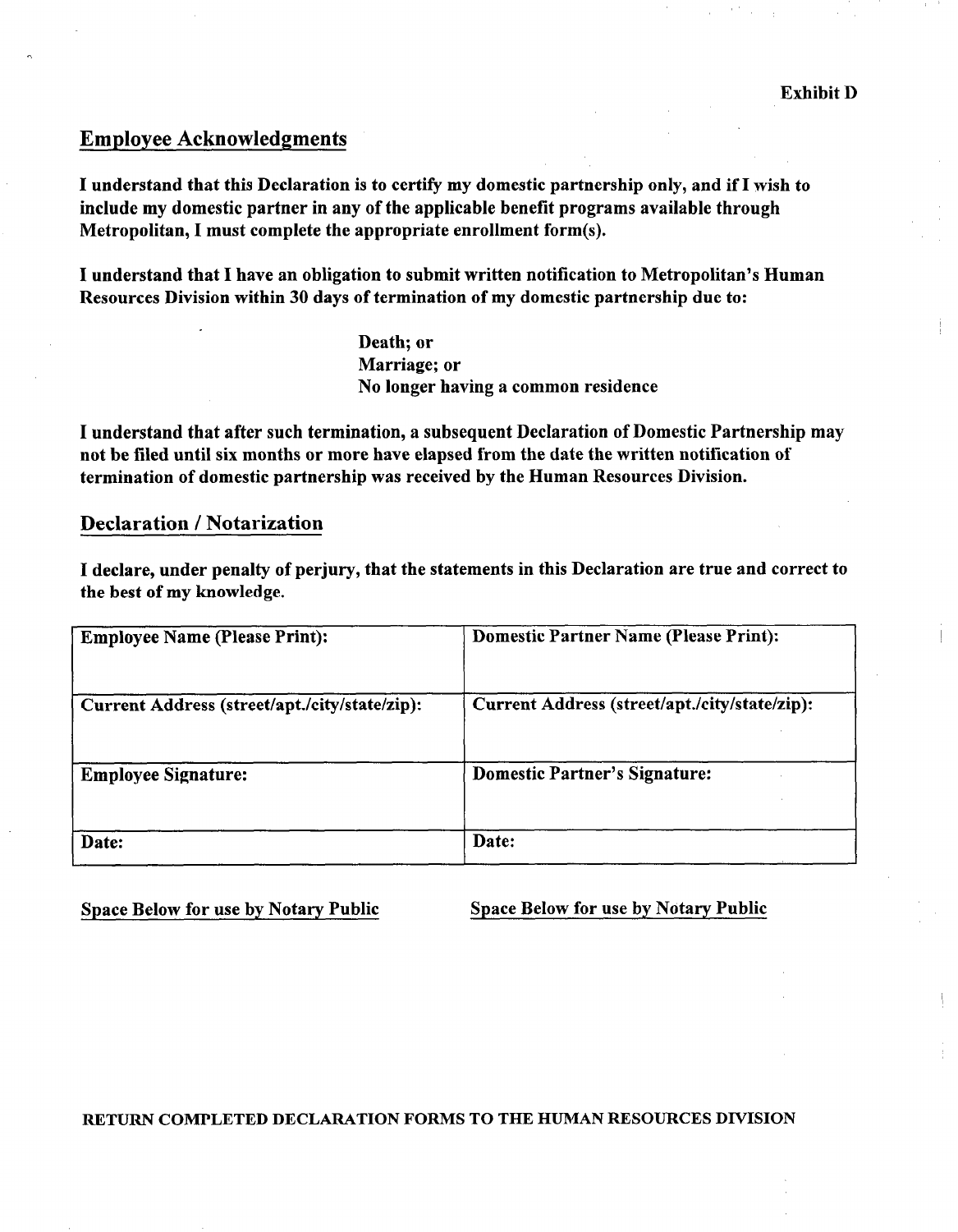Exhibit D

## Employee Acknowledgments

**I understand that this Declaration is to certify my domestic partnership only, and if I wish to include my domestic partner in any of the applicable benefit programs available through Metropolitan, I must complete the appropriate enrollment form(s).**

**I understand that I have an obligation to submit written notification to Metropolitan's Human Resources Division within 30 days of termination of my domestic partnership due to:**

**Death; or**
**Marriage; or**
**No longer having a common residence**

**I understand that after such termination, a subsequent Declaration of Domestic Partnership may not be filed until six months or more have elapsed from the date the written notification of termination of domestic partnership was received by the Human Resources Division.**

## Declaration / Notarization

**I declare, under penalty of perjury, that the statements in this Declaration are true and correct to the best of my knowledge.**

| Employee Name (Please Print): | Domestic Partner Name (Please Print): |
|---|---|
| Current Address (street/apt./city/state/zip): | Current Address (street/apt./city/state/zip): |
| Employee Signature: | Domestic Partner's Signature: |
| Date: | Date: |

Space Below for use by Notary Public

Space Below for use by Notary Public

**RETURN COMPLETED DECLARATION FORMS TO THE HUMAN RESOURCES DIVISION**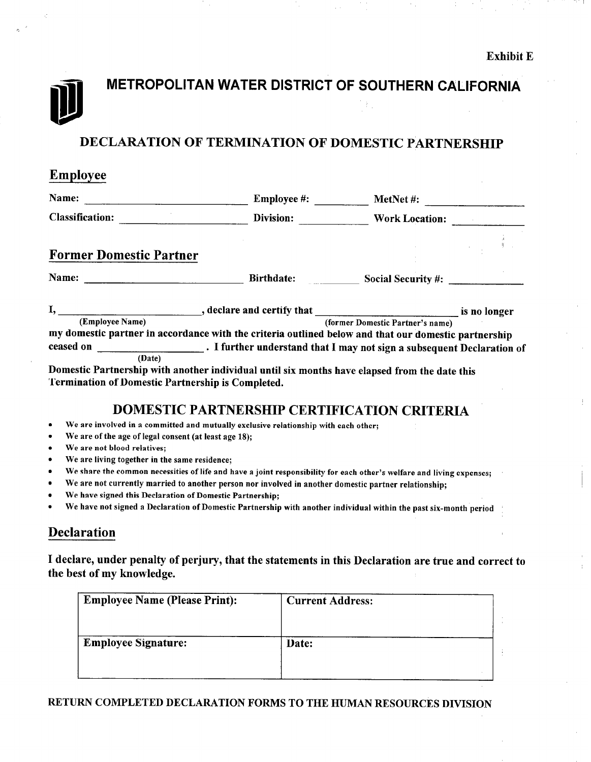Exhibit E

# METROPOLITAN WATER DISTRICT OF SOUTHERN CALIFORNIA

## DECLARATION OF TERMINATION OF DOMESTIC PARTNERSHIP

### Employee

**Name:** ______________________ **Employee #:** __________ **MetNet #:** ______________

**Classification:** ______________________ **Division:** __________ **Work Location:** ______________

### Former Domestic Partner

**Name:** ______________________ **Birthdate:** __________ **Social Security #:** ______________

**I, ______________________ (Employee Name), declare and certify that ______________________ (former Domestic Partner's name) is no longer my domestic partner in accordance with the criteria outlined below and that our domestic partnership ceased on ______________ (Date). I further understand that I may not sign a subsequent Declaration of Domestic Partnership with another individual until six months have elapsed from the date this Termination of Domestic Partnership is Completed.**

## DOMESTIC PARTNERSHIP CERTIFICATION CRITERIA

- We are involved in a committed and mutually exclusive relationship with each other;
- We are of the age of legal consent (at least age 18);
- We are not blood relatives;
- We are living together in the same residence;
- We share the common necessities of life and have a joint responsibility for each other's welfare and living expenses;
- We are not currently married to another person nor involved in another domestic partner relationship;
- We have signed this Declaration of Domestic Partnership;
- We have not signed a Declaration of Domestic Partnership with another individual within the past six-month period

### Declaration

**I declare, under penalty of perjury, that the statements in this Declaration are true and correct to the best of my knowledge.**

| Employee Name (Please Print): | Current Address: |
|---|---|
| **Employee Signature:** | **Date:** |

**RETURN COMPLETED DECLARATION FORMS TO THE HUMAN RESOURCES DIVISION**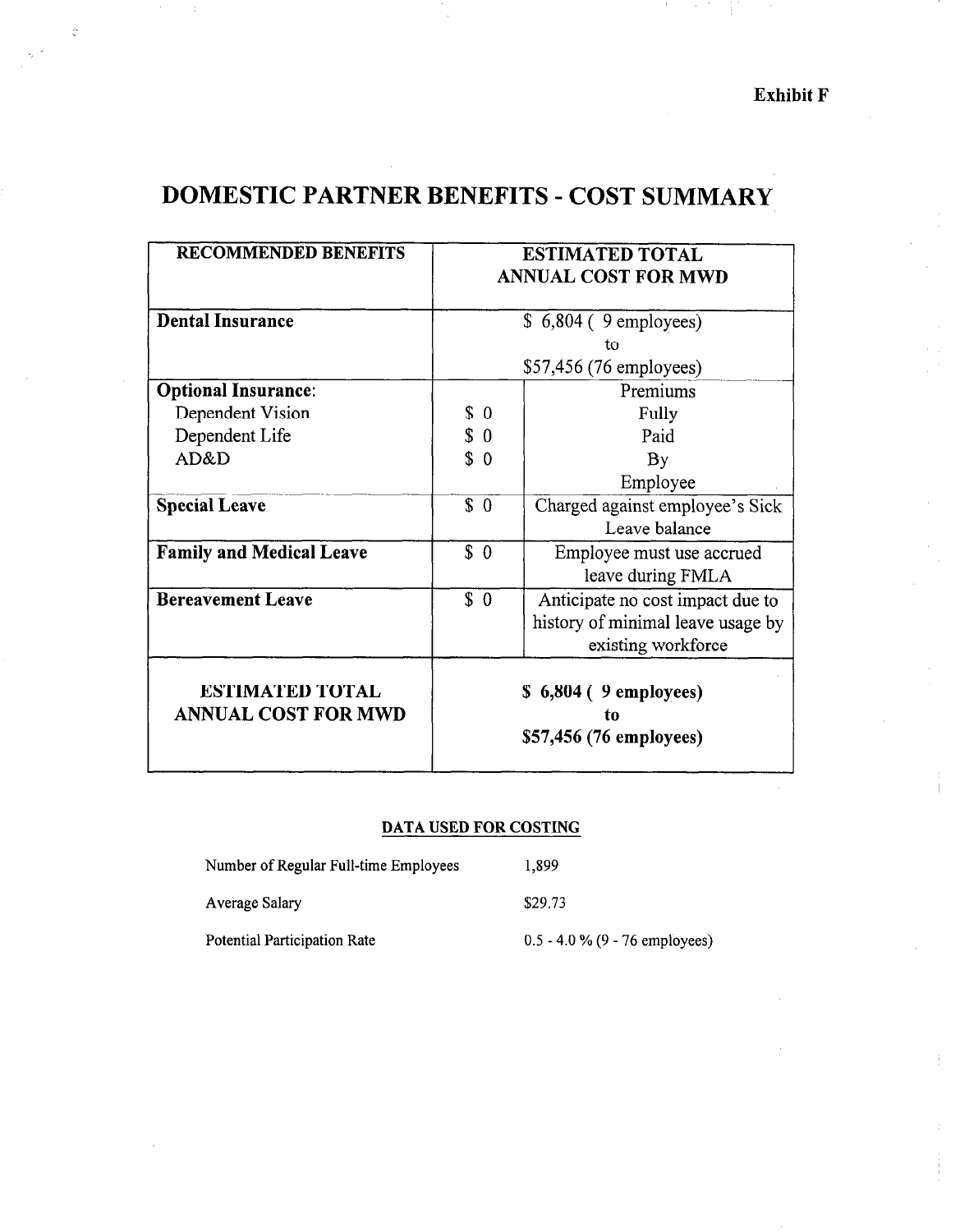Exhibit F

# DOMESTIC PARTNER BENEFITS - COST SUMMARY

| RECOMMENDED BENEFITS | ESTIMATED TOTAL ANNUAL COST FOR MWD | |
|---|---|---|
| **Dental Insurance** | $ 6,804 ( 9 employees) to $57,456 (76 employees) | |
| **Optional Insurance**: | | Premiums |
| Dependent Vision | $ 0 | Fully |
| Dependent Life | $ 0 | Paid |
| AD&D | $ 0 | By Employee |
| **Special Leave** | $ 0 | Charged against employee's Sick Leave balance |
| **Family and Medical Leave** | $ 0 | Employee must use accrued leave during FMLA |
| **Bereavement Leave** | $ 0 | Anticipate no cost impact due to history of minimal leave usage by existing workforce |
| **ESTIMATED TOTAL ANNUAL COST FOR MWD** | **$ 6,804 ( 9 employees) to $57,456 (76 employees)** | |

**DATA USED FOR COSTING**

| | |
|---|---|
| Number of Regular Full-time Employees | 1,899 |
| Average Salary | $29.73 |
| Potential Participation Rate | 0.5 - 4.0 % (9 - 76 employees) |